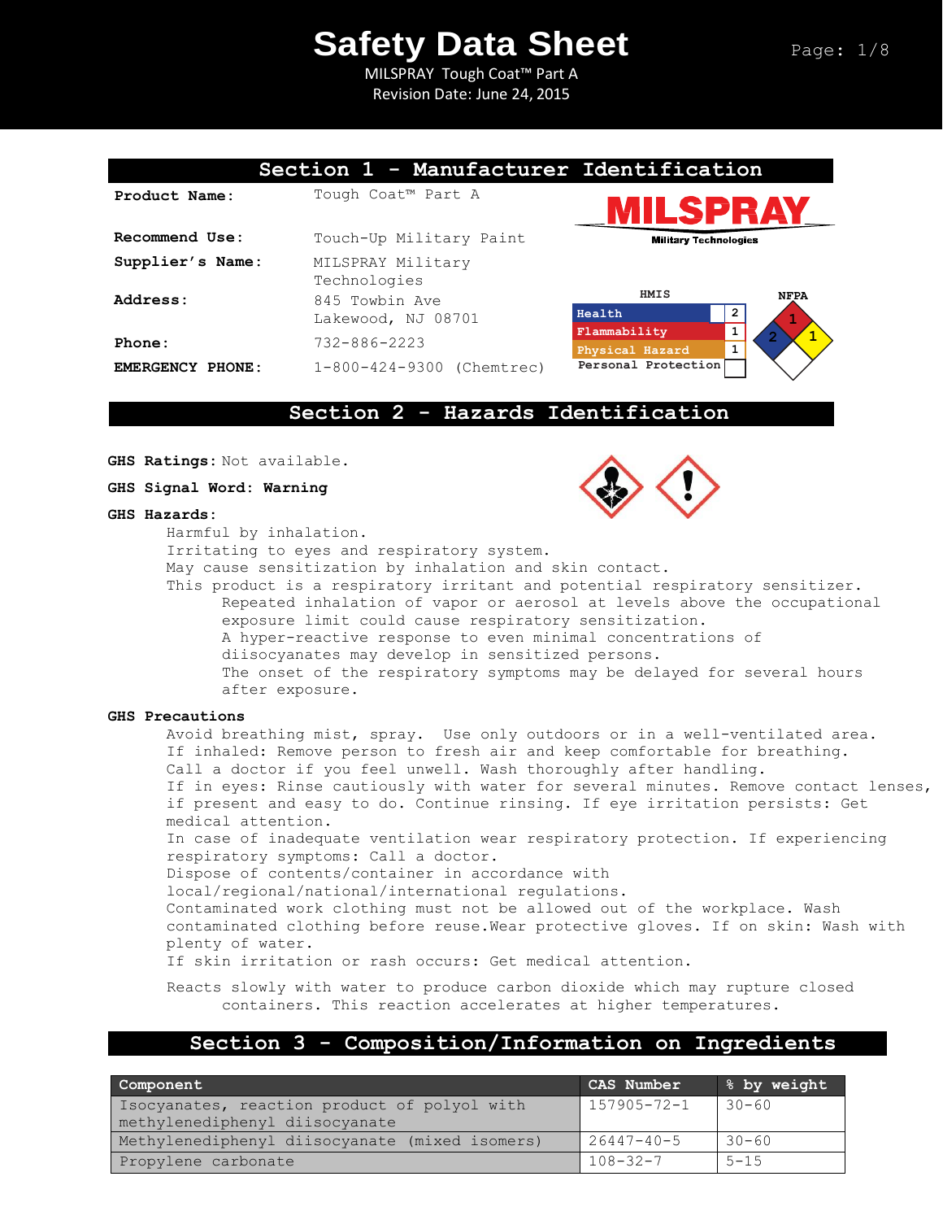# Safety Data Sheet

MILSPRAY Tough Coat™ Part A
Revision Date: June 24, 2015

## Section 1 - Manufacturer Identification

**Product Name:** Tough Coat™ Part A

**Recommend Use:** Touch-Up Military Paint

**Supplier's Name:** MILSPRAY Military Technologies

**Address:** 845 Towbin Ave
Lakewood, NJ 08701

**Phone:** 732-886-2223

**EMERGENCY PHONE:** 1-800-424-9300 (Chemtrec)

MILSPRAY
Military Technologies

**HMIS**

| | |
|---|---|
| Health | 2 |
| Flammability | 1 |
| Physical Hazard | 1 |
| Personal Protection | |

**NFPA**

Health: 2, Flammability: 1, Reactivity: 1

## Section 2 - Hazards Identification

**GHS Ratings:** Not available.

**GHS Signal Word: Warning**

**GHS Hazards:**

Harmful by inhalation.
Irritating to eyes and respiratory system.
May cause sensitization by inhalation and skin contact.
This product is a respiratory irritant and potential respiratory sensitizer.
Repeated inhalation of vapor or aerosol at levels above the occupational exposure limit could cause respiratory sensitization.
A hyper-reactive response to even minimal concentrations of diisocyanates may develop in sensitized persons.
The onset of the respiratory symptoms may be delayed for several hours after exposure.

**GHS Precautions**

Avoid breathing mist, spray. Use only outdoors or in a well-ventilated area.
If inhaled: Remove person to fresh air and keep comfortable for breathing.
Call a doctor if you feel unwell. Wash thoroughly after handling.
If in eyes: Rinse cautiously with water for several minutes. Remove contact lenses, if present and easy to do. Continue rinsing. If eye irritation persists: Get medical attention.
In case of inadequate ventilation wear respiratory protection. If experiencing respiratory symptoms: Call a doctor.
Dispose of contents/container in accordance with local/regional/national/international regulations.
Contaminated work clothing must not be allowed out of the workplace. Wash contaminated clothing before reuse.Wear protective gloves. If on skin: Wash with plenty of water.
If skin irritation or rash occurs: Get medical attention.

Reacts slowly with water to produce carbon dioxide which may rupture closed containers. This reaction accelerates at higher temperatures.

## Section 3 - Composition/Information on Ingredients

| Component | CAS Number | % by weight |
|---|---|---|
| Isocyanates, reaction product of polyol with methylenediphenyl diisocyanate | 157905-72-1 | 30-60 |
| Methylenediphenyl diisocyanate (mixed isomers) | 26447-40-5 | 30-60 |
| Propylene carbonate | 108-32-7 | 5-15 |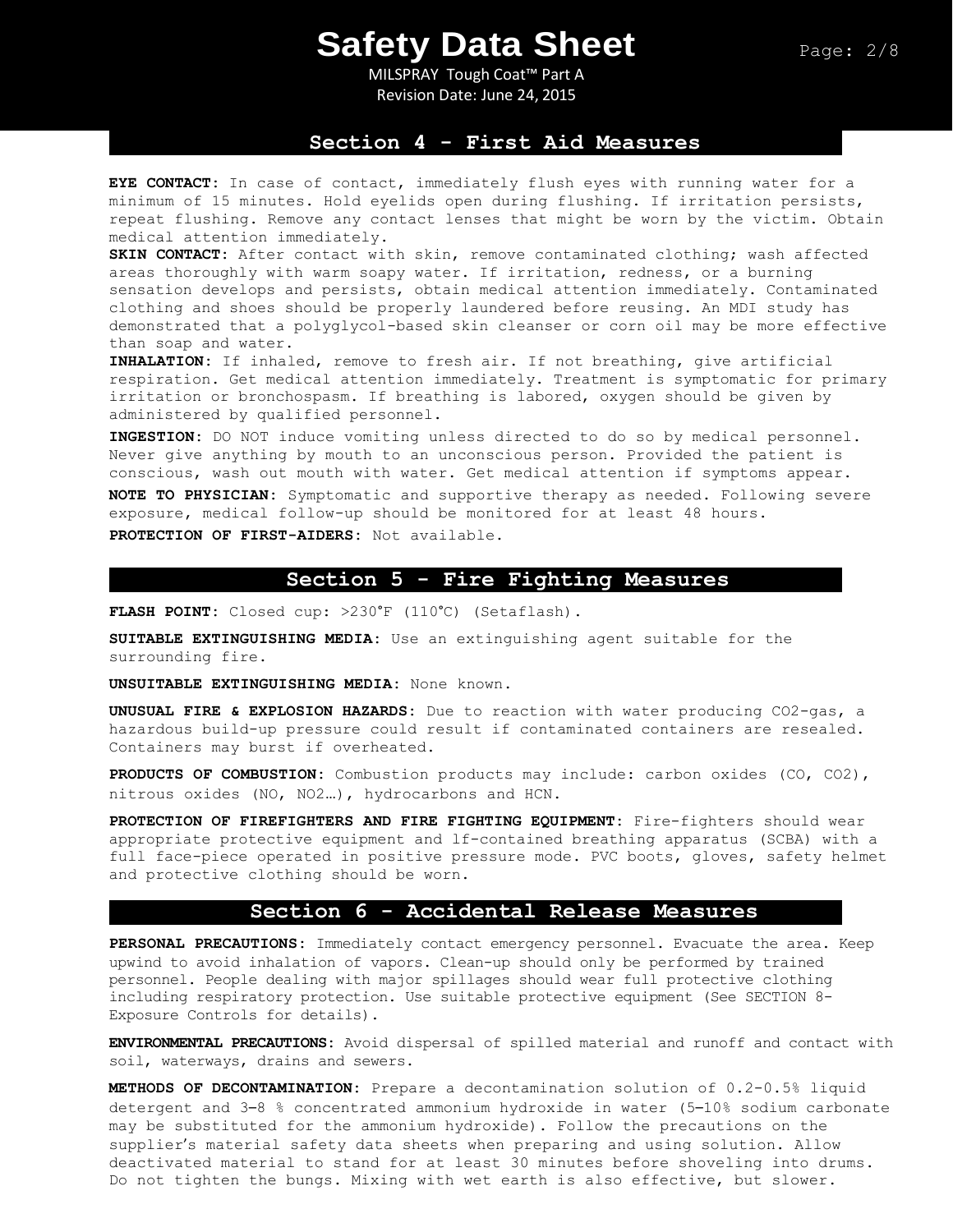## Section 4 - First Aid Measures

**EYE CONTACT:** In case of contact, immediately flush eyes with running water for a minimum of 15 minutes. Hold eyelids open during flushing. If irritation persists, repeat flushing. Remove any contact lenses that might be worn by the victim. Obtain medical attention immediately.

**SKIN CONTACT:** After contact with skin, remove contaminated clothing; wash affected areas thoroughly with warm soapy water. If irritation, redness, or a burning sensation develops and persists, obtain medical attention immediately. Contaminated clothing and shoes should be properly laundered before reusing. An MDI study has demonstrated that a polyglycol-based skin cleanser or corn oil may be more effective than soap and water.

**INHALATION:** If inhaled, remove to fresh air. If not breathing, give artificial respiration. Get medical attention immediately. Treatment is symptomatic for primary irritation or bronchospasm. If breathing is labored, oxygen should be given by administered by qualified personnel.

**INGESTION:** DO NOT induce vomiting unless directed to do so by medical personnel. Never give anything by mouth to an unconscious person. Provided the patient is conscious, wash out mouth with water. Get medical attention if symptoms appear.

**NOTE TO PHYSICIAN:** Symptomatic and supportive therapy as needed. Following severe exposure, medical follow-up should be monitored for at least 48 hours.

**PROTECTION OF FIRST-AIDERS:** Not available.

## Section 5 - Fire Fighting Measures

**FLASH POINT:** Closed cup: >230°F (110°C) (Setaflash).

**SUITABLE EXTINGUISHING MEDIA:** Use an extinguishing agent suitable for the surrounding fire.

**UNSUITABLE EXTINGUISHING MEDIA:** None known.

**UNUSUAL FIRE & EXPLOSION HAZARDS:** Due to reaction with water producing $CO_2$-gas, a hazardous build-up pressure could result if contaminated containers are resealed. Containers may burst if overheated.

**PRODUCTS OF COMBUSTION:** Combustion products may include: carbon oxides (CO, $CO_2$), nitrous oxides (NO, $NO_2$…), hydrocarbons and HCN.

**PROTECTION OF FIREFIGHTERS AND FIRE FIGHTING EQUIPMENT:** Fire-fighters should wear appropriate protective equipment and lf-contained breathing apparatus (SCBA) with a full face-piece operated in positive pressure mode. PVC boots, gloves, safety helmet and protective clothing should be worn.

## Section 6 - Accidental Release Measures

**PERSONAL PRECAUTIONS:** Immediately contact emergency personnel. Evacuate the area. Keep upwind to avoid inhalation of vapors. Clean-up should only be performed by trained personnel. People dealing with major spillages should wear full protective clothing including respiratory protection. Use suitable protective equipment (See SECTION 8-Exposure Controls for details).

**ENVIRONMENTAL PRECAUTIONS:** Avoid dispersal of spilled material and runoff and contact with soil, waterways, drains and sewers.

**METHODS OF DECONTAMINATION:** Prepare a decontamination solution of 0.2-0.5% liquid detergent and 3–8 % concentrated ammonium hydroxide in water (5–10% sodium carbonate may be substituted for the ammonium hydroxide). Follow the precautions on the supplier's material safety data sheets when preparing and using solution. Allow deactivated material to stand for at least 30 minutes before shoveling into drums. Do not tighten the bungs. Mixing with wet earth is also effective, but slower.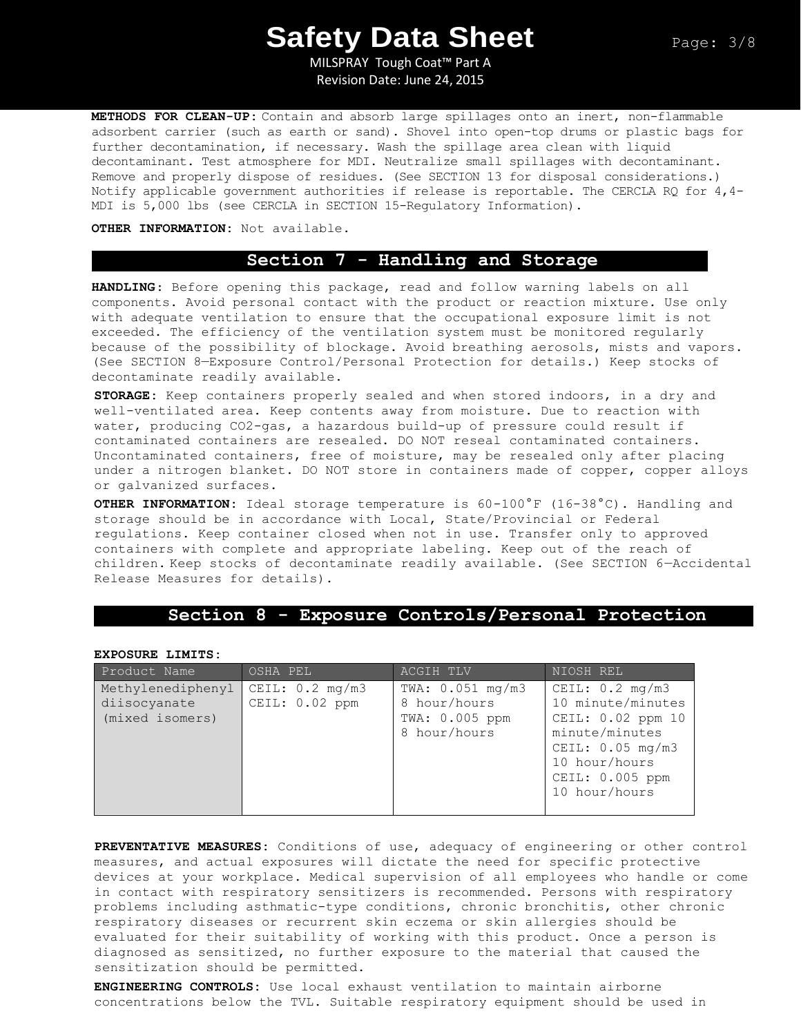**METHODS FOR CLEAN-UP:** Contain and absorb large spillages onto an inert, non-flammable adsorbent carrier (such as earth or sand). Shovel into open-top drums or plastic bags for further decontamination, if necessary. Wash the spillage area clean with liquid decontaminant. Test atmosphere for MDI. Neutralize small spillages with decontaminant. Remove and properly dispose of residues. (See SECTION 13 for disposal considerations.) Notify applicable government authorities if release is reportable. The CERCLA RQ for 4,4-MDI is 5,000 lbs (see CERCLA in SECTION 15-Regulatory Information).

**OTHER INFORMATION:** Not available.

## Section 7 - Handling and Storage

**HANDLING:** Before opening this package, read and follow warning labels on all components. Avoid personal contact with the product or reaction mixture. Use only with adequate ventilation to ensure that the occupational exposure limit is not exceeded. The efficiency of the ventilation system must be monitored regularly because of the possibility of blockage. Avoid breathing aerosols, mists and vapors. (See SECTION 8—Exposure Control/Personal Protection for details.) Keep stocks of decontaminate readily available.

**STORAGE:** Keep containers properly sealed and when stored indoors, in a dry and well-ventilated area. Keep contents away from moisture. Due to reaction with water, producing $CO_2$-gas, a hazardous build-up of pressure could result if contaminated containers are resealed. DO NOT reseal contaminated containers. Uncontaminated containers, free of moisture, may be resealed only after placing under a nitrogen blanket. DO NOT store in containers made of copper, copper alloys or galvanized surfaces.

**OTHER INFORMATION:** Ideal storage temperature is 60-100°F (16-38°C). Handling and storage should be in accordance with Local, State/Provincial or Federal regulations. Keep container closed when not in use. Transfer only to approved containers with complete and appropriate labeling. Keep out of the reach of children. Keep stocks of decontaminate readily available. (See SECTION 6—Accidental Release Measures for details).

## Section 8 - Exposure Controls/Personal Protection

**EXPOSURE LIMITS:**

| Product Name | OSHA PEL | ACGIH TLV | NIOSH REL |
|---|---|---|---|
| Methylenediphenyl diisocyanate (mixed isomers) | CEIL: 0.2 mg/m3<br>CEIL: 0.02 ppm | TWA: 0.051 mg/m3 8 hour/hours<br>TWA: 0.005 ppm 8 hour/hours | CEIL: 0.2 mg/m3 10 minute/minutes<br>CEIL: 0.02 ppm 10 minute/minutes<br>CEIL: 0.05 mg/m3 10 hour/hours<br>CEIL: 0.005 ppm 10 hour/hours |

**PREVENTATIVE MEASURES:** Conditions of use, adequacy of engineering or other control measures, and actual exposures will dictate the need for specific protective devices at your workplace. Medical supervision of all employees who handle or come in contact with respiratory sensitizers is recommended. Persons with respiratory problems including asthmatic-type conditions, chronic bronchitis, other chronic respiratory diseases or recurrent skin eczema or skin allergies should be evaluated for their suitability of working with this product. Once a person is diagnosed as sensitized, no further exposure to the material that caused the sensitization should be permitted.

**ENGINEERING CONTROLS:** Use local exhaust ventilation to maintain airborne concentrations below the TVL. Suitable respiratory equipment should be used in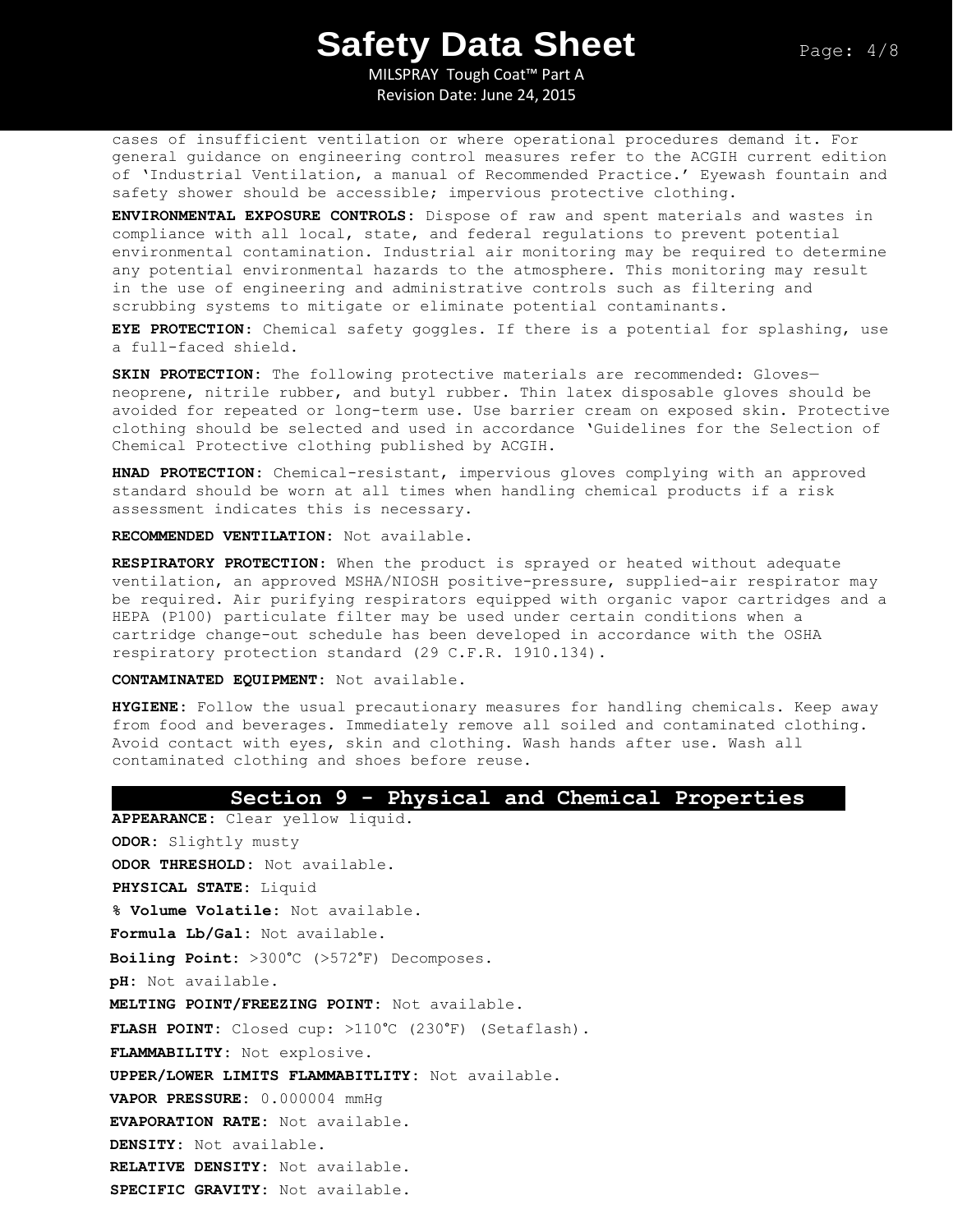cases of insufficient ventilation or where operational procedures demand it. For general guidance on engineering control measures refer to the ACGIH current edition of 'Industrial Ventilation, a manual of Recommended Practice.' Eyewash fountain and safety shower should be accessible; impervious protective clothing.

**ENVIRONMENTAL EXPOSURE CONTROLS:** Dispose of raw and spent materials and wastes in compliance with all local, state, and federal regulations to prevent potential environmental contamination. Industrial air monitoring may be required to determine any potential environmental hazards to the atmosphere. This monitoring may result in the use of engineering and administrative controls such as filtering and scrubbing systems to mitigate or eliminate potential contaminants.

**EYE PROTECTION:** Chemical safety goggles. If there is a potential for splashing, use a full-faced shield.

**SKIN PROTECTION:** The following protective materials are recommended: Gloves—neoprene, nitrile rubber, and butyl rubber. Thin latex disposable gloves should be avoided for repeated or long-term use. Use barrier cream on exposed skin. Protective clothing should be selected and used in accordance 'Guidelines for the Selection of Chemical Protective clothing published by ACGIH.

**HNAD PROTECTION:** Chemical-resistant, impervious gloves complying with an approved standard should be worn at all times when handling chemical products if a risk assessment indicates this is necessary.

**RECOMMENDED VENTILATION:** Not available.

**RESPIRATORY PROTECTION:** When the product is sprayed or heated without adequate ventilation, an approved MSHA/NIOSH positive-pressure, supplied-air respirator may be required. Air purifying respirators equipped with organic vapor cartridges and a HEPA (P100) particulate filter may be used under certain conditions when a cartridge change-out schedule has been developed in accordance with the OSHA respiratory protection standard (29 C.F.R. 1910.134).

**CONTAMINATED EQUIPMENT:** Not available.

**HYGIENE:** Follow the usual precautionary measures for handling chemicals. Keep away from food and beverages. Immediately remove all soiled and contaminated clothing. Avoid contact with eyes, skin and clothing. Wash hands after use. Wash all contaminated clothing and shoes before reuse.

## Section 9 - Physical and Chemical Properties

**APPEARANCE:** Clear yellow liquid.

**ODOR:** Slightly musty

**ODOR THRESHOLD:** Not available.

**PHYSICAL STATE:** Liquid

**% Volume Volatile:** Not available.

**Formula Lb/Gal:** Not available.

**Boiling Point:** >300°C (>572°F) Decomposes.

**pH:** Not available.

**MELTING POINT/FREEZING POINT:** Not available.

**FLASH POINT:** Closed cup: >110°C (230°F) (Setaflash).

**FLAMMABILITY:** Not explosive.

**UPPER/LOWER LIMITS FLAMMABITLITY:** Not available.

**VAPOR PRESSURE:** 0.000004 mmHg

**EVAPORATION RATE:** Not available.

**DENSITY:** Not available.

**RELATIVE DENSITY:** Not available.

**SPECIFIC GRAVITY:** Not available.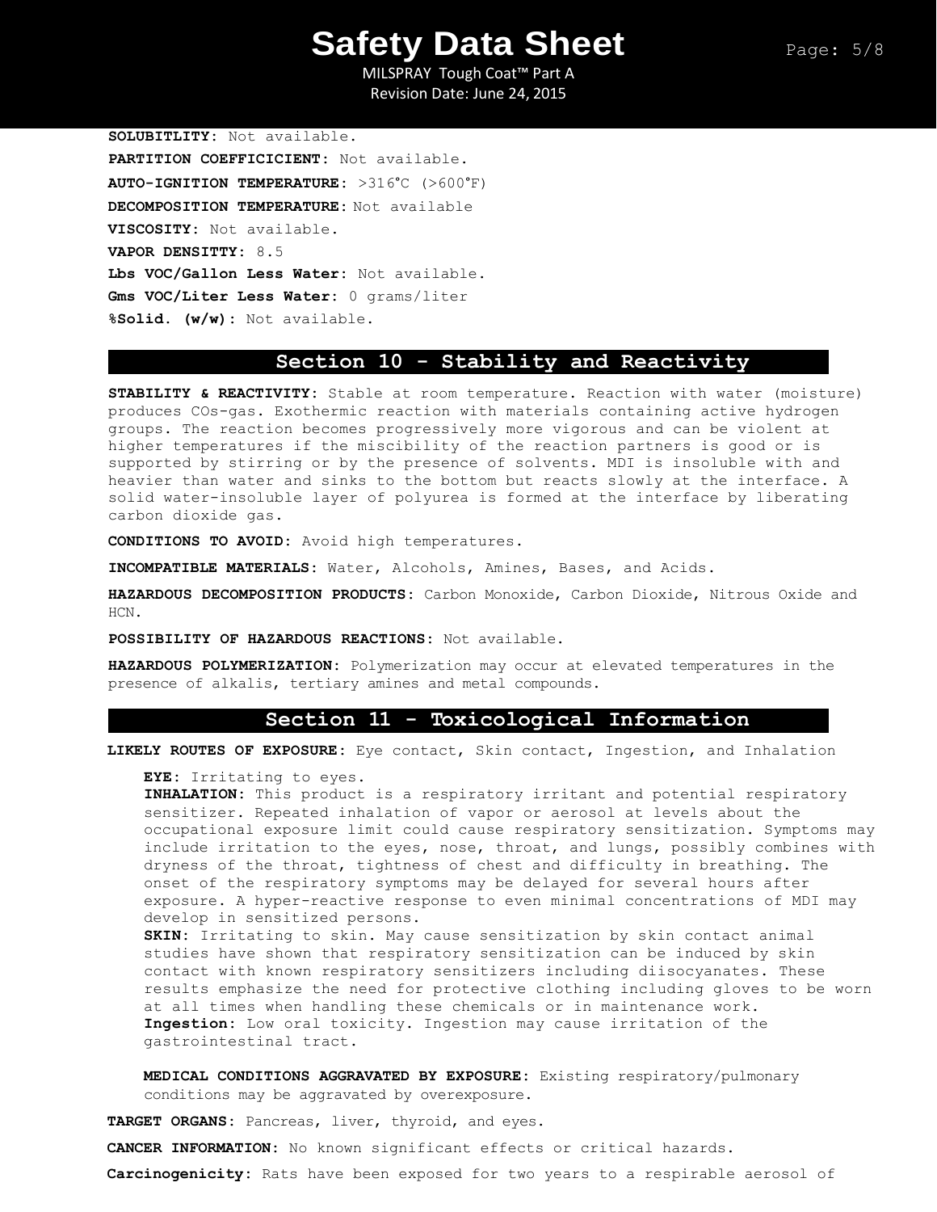**SOLUBITLITY:** Not available.

**PARTITION COEFFICICIENT:** Not available.

**AUTO-IGNITION TEMPERATURE:** >316°C (>600°F)

**DECOMPOSITION TEMPERATURE:** Not available

**VISCOSITY:** Not available.

**VAPOR DENSITTY:** 8.5

**Lbs VOC/Gallon Less Water:** Not available.

**Gms VOC/Liter Less Water:** 0 grams/liter

**%Solid. (w/w):** Not available.

## Section 10 - Stability and Reactivity

**STABILITY & REACTIVITY:** Stable at room temperature. Reaction with water (moisture) produces COs-gas. Exothermic reaction with materials containing active hydrogen groups. The reaction becomes progressively more vigorous and can be violent at higher temperatures if the miscibility of the reaction partners is good or is supported by stirring or by the presence of solvents. MDI is insoluble with and heavier than water and sinks to the bottom but reacts slowly at the interface. A solid water-insoluble layer of polyurea is formed at the interface by liberating carbon dioxide gas.

**CONDITIONS TO AVOID:** Avoid high temperatures.

**INCOMPATIBLE MATERIALS:** Water, Alcohols, Amines, Bases, and Acids.

**HAZARDOUS DECOMPOSITION PRODUCTS:** Carbon Monoxide, Carbon Dioxide, Nitrous Oxide and HCN.

**POSSIBILITY OF HAZARDOUS REACTIONS:** Not available.

**HAZARDOUS POLYMERIZATION:** Polymerization may occur at elevated temperatures in the presence of alkalis, tertiary amines and metal compounds.

## Section 11 - Toxicological Information

**LIKELY ROUTES OF EXPOSURE:** Eye contact, Skin contact, Ingestion, and Inhalation

**EYE:** Irritating to eyes.
**INHALATION:** This product is a respiratory irritant and potential respiratory sensitizer. Repeated inhalation of vapor or aerosol at levels about the occupational exposure limit could cause respiratory sensitization. Symptoms may include irritation to the eyes, nose, throat, and lungs, possibly combines with dryness of the throat, tightness of chest and difficulty in breathing. The onset of the respiratory symptoms may be delayed for several hours after exposure. A hyper-reactive response to even minimal concentrations of MDI may develop in sensitized persons.
**SKIN:** Irritating to skin. May cause sensitization by skin contact animal studies have shown that respiratory sensitization can be induced by skin contact with known respiratory sensitizers including diisocyanates. These results emphasize the need for protective clothing including gloves to be worn at all times when handling these chemicals or in maintenance work.
**Ingestion:** Low oral toxicity. Ingestion may cause irritation of the gastrointestinal tract.

**MEDICAL CONDITIONS AGGRAVATED BY EXPOSURE:** Existing respiratory/pulmonary conditions may be aggravated by overexposure.

**TARGET ORGANS:** Pancreas, liver, thyroid, and eyes.

**CANCER INFORMATION:** No known significant effects or critical hazards.

**Carcinogenicity:** Rats have been exposed for two years to a respirable aerosol of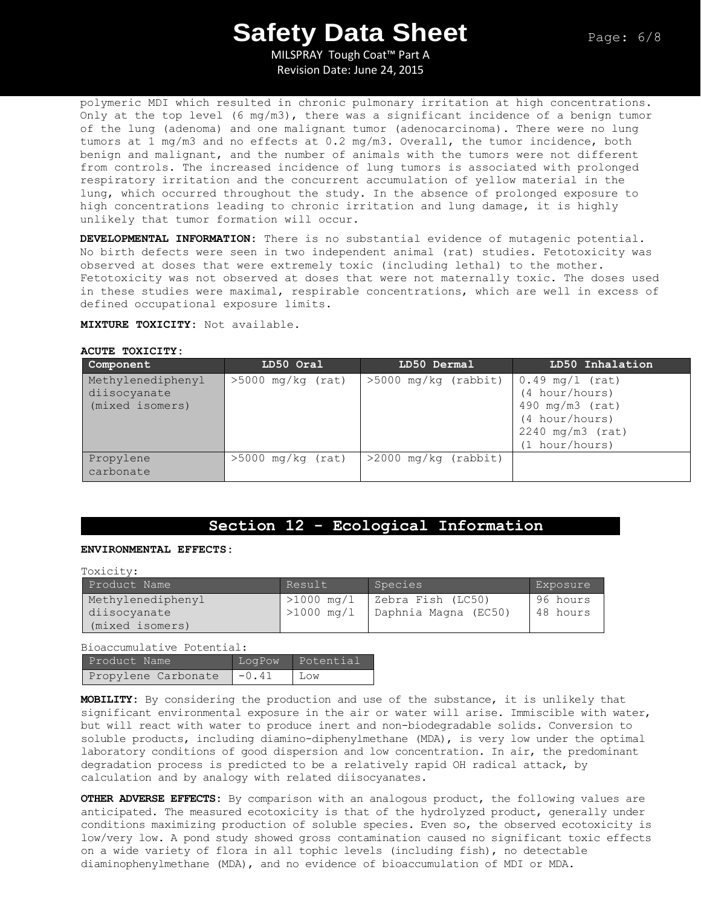polymeric MDI which resulted in chronic pulmonary irritation at high concentrations. Only at the top level (6 mg/m3), there was a significant incidence of a benign tumor of the lung (adenoma) and one malignant tumor (adenocarcinoma). There were no lung tumors at 1 mg/m3 and no effects at 0.2 mg/m3. Overall, the tumor incidence, both benign and malignant, and the number of animals with the tumors were not different from controls. The increased incidence of lung tumors is associated with prolonged respiratory irritation and the concurrent accumulation of yellow material in the lung, which occurred throughout the study. In the absence of prolonged exposure to high concentrations leading to chronic irritation and lung damage, it is highly unlikely that tumor formation will occur.

**DEVELOPMENTAL INFORMATION:** There is no substantial evidence of mutagenic potential. No birth defects were seen in two independent animal (rat) studies. Fetotoxicity was observed at doses that were extremely toxic (including lethal) to the mother. Fetotoxicity was not observed at doses that were not maternally toxic. The doses used in these studies were maximal, respirable concentrations, which are well in excess of defined occupational exposure limits.

**MIXTURE TOXICITY:** Not available.

**ACUTE TOXICITY:**

| Component | LD50 Oral | LD50 Dermal | LD50 Inhalation |
|---|---|---|---|
| Methylenediphenyl diisocyanate (mixed isomers) | >5000 mg/kg (rat) | >5000 mg/kg (rabbit) | 0.49 mg/l (rat) (4 hour/hours) 490 mg/m3 (rat) (4 hour/hours) 2240 mg/m3 (rat) (1 hour/hours) |
| Propylene carbonate | >5000 mg/kg (rat) | >2000 mg/kg (rabbit) | |

## Section 12 - Ecological Information

**ENVIRONMENTAL EFFECTS:**

Toxicity:

| Product Name | Result | Species | Exposure |
|---|---|---|---|
| Methylenediphenyl diisocyanate (mixed isomers) | >1000 mg/l >1000 mg/l | Zebra Fish (LC50) Daphnia Magna (EC50) | 96 hours 48 hours |

Bioaccumulative Potential:

| Product Name | LogPow | Potential |
|---|---|---|
| Propylene Carbonate | -0.41 | Low |

**MOBILITY:** By considering the production and use of the substance, it is unlikely that significant environmental exposure in the air or water will arise. Immiscible with water, but will react with water to produce inert and non-biodegradable solids. Conversion to soluble products, including diamino-diphenylmethane (MDA), is very low under the optimal laboratory conditions of good dispersion and low concentration. In air, the predominant degradation process is predicted to be a relatively rapid OH radical attack, by calculation and by analogy with related diisocyanates.

**OTHER ADVERSE EFFECTS:** By comparison with an analogous product, the following values are anticipated. The measured ecotoxicity is that of the hydrolyzed product, generally under conditions maximizing production of soluble species. Even so, the observed ecotoxicity is low/very low. A pond study showed gross contamination caused no significant toxic effects on a wide variety of flora in all tophic levels (including fish), no detectable diaminophenylmethane (MDA), and no evidence of bioaccumulation of MDI or MDA.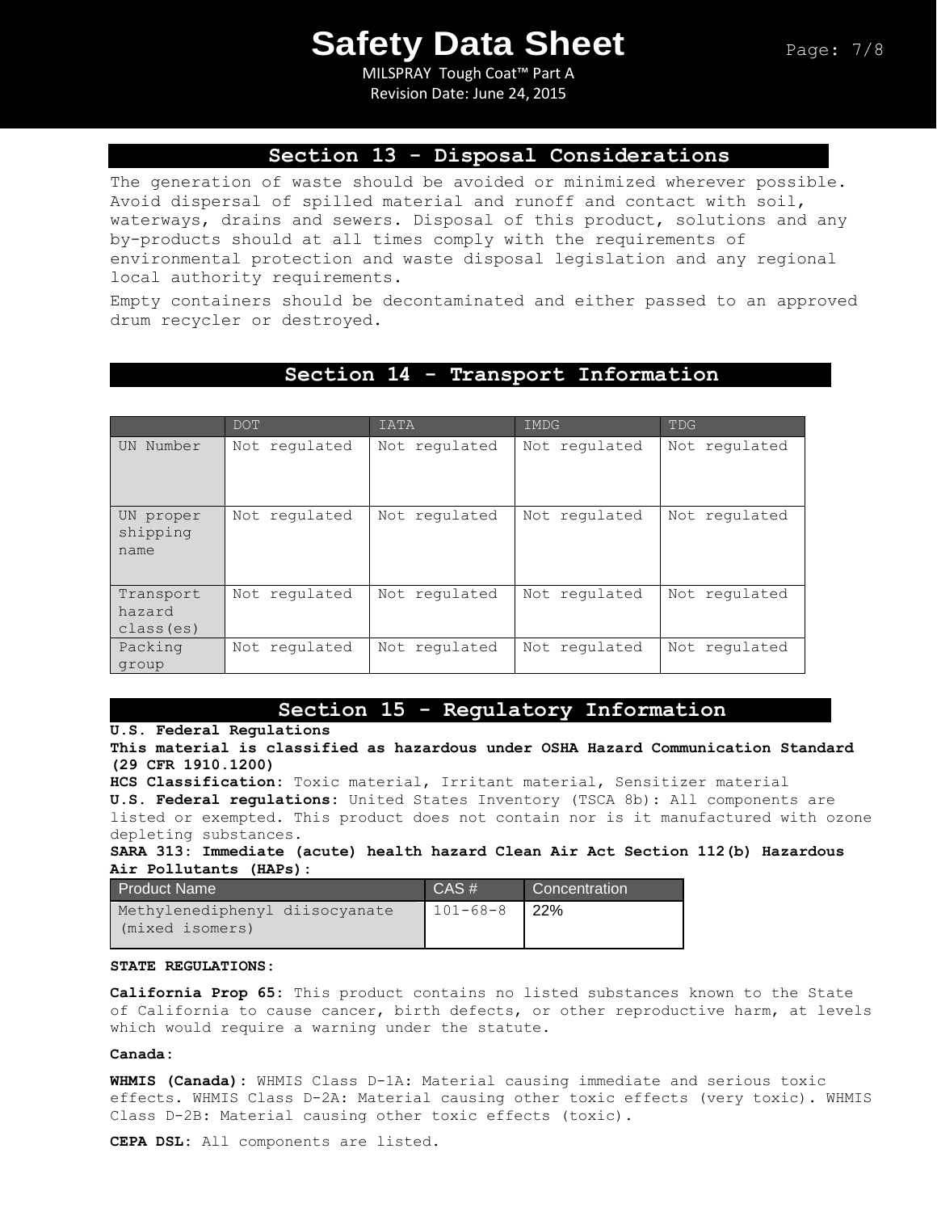## Section 13 - Disposal Considerations

The generation of waste should be avoided or minimized wherever possible. Avoid dispersal of spilled material and runoff and contact with soil, waterways, drains and sewers. Disposal of this product, solutions and any by-products should at all times comply with the requirements of environmental protection and waste disposal legislation and any regional local authority requirements.

Empty containers should be decontaminated and either passed to an approved drum recycler or destroyed.

## Section 14 - Transport Information

| | DOT | IATA | IMDG | TDG |
|---|---|---|---|---|
| UN Number | Not regulated | Not regulated | Not regulated | Not regulated |
| UN proper shipping name | Not regulated | Not regulated | Not regulated | Not regulated |
| Transport hazard class(es) | Not regulated | Not regulated | Not regulated | Not regulated |
| Packing group | Not regulated | Not regulated | Not regulated | Not regulated |

## Section 15 - Regulatory Information

**U.S. Federal Regulations**

**This material is classified as hazardous under OSHA Hazard Communication Standard (29 CFR 1910.1200)**

**HCS Classification:** Toxic material, Irritant material, Sensitizer material

**U.S. Federal regulations:** United States Inventory (TSCA 8b): All components are listed or exempted. This product does not contain nor is it manufactured with ozone depleting substances.

**SARA 313: Immediate (acute) health hazard Clean Air Act Section 112(b) Hazardous Air Pollutants (HAPs):**

| Product Name | CAS # | Concentration |
|---|---|---|
| Methylenediphenyl diisocyanate (mixed isomers) | 101-68-8 | 22% |

**STATE REGULATIONS:**

**California Prop 65:** This product contains no listed substances known to the State of California to cause cancer, birth defects, or other reproductive harm, at levels which would require a warning under the statute.

**Canada:**

**WHMIS (Canada):** WHMIS Class D-1A: Material causing immediate and serious toxic effects. WHMIS Class D-2A: Material causing other toxic effects (very toxic). WHMIS Class D-2B: Material causing other toxic effects (toxic).

**CEPA DSL:** All components are listed.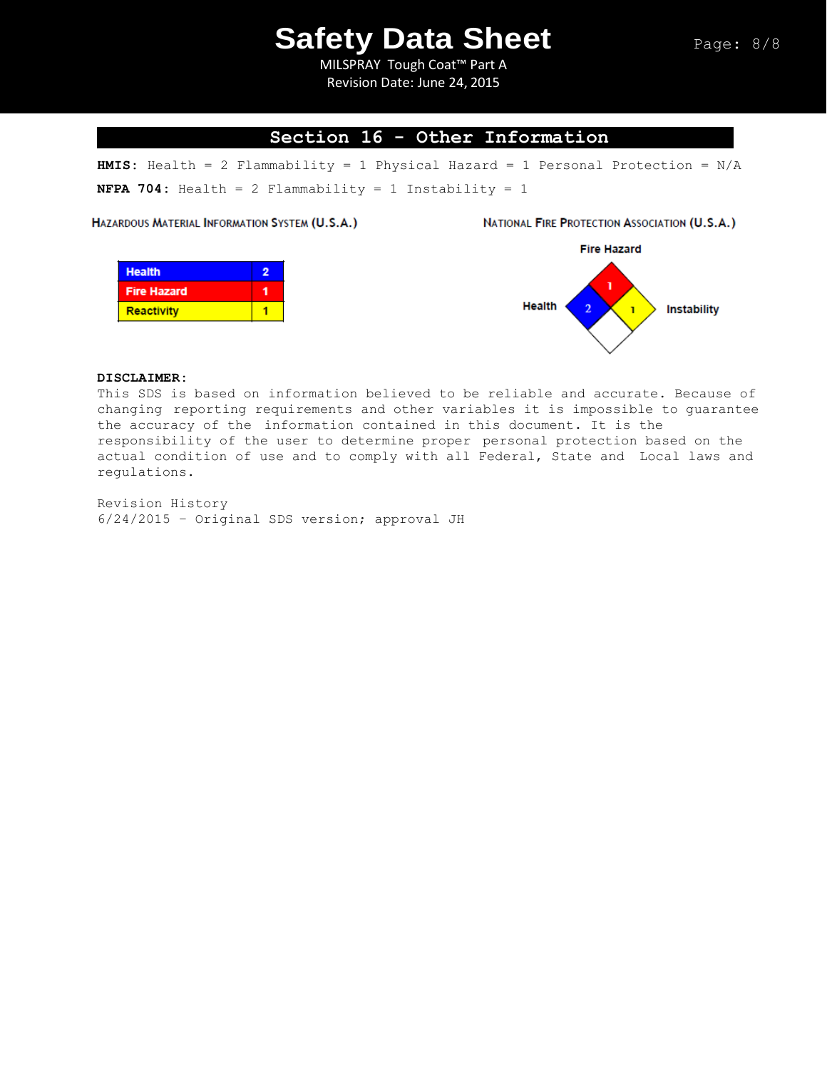## Section 16 - Other Information

**HMIS:** Health = 2 Flammability = 1 Physical Hazard = 1 Personal Protection = N/A

**NFPA 704:** Health = 2 Flammability = 1 Instability = 1

HAZARDOUS MATERIAL INFORMATION SYSTEM (U.S.A.)

| | |
|---|---|
| Health | 2 |
| Fire Hazard | 1 |
| Reactivity | 1 |

NATIONAL FIRE PROTECTION ASSOCIATION (U.S.A.)

Fire Hazard
1
Health
2
Instability
1

**DISCLAIMER:**
This SDS is based on information believed to be reliable and accurate. Because of changing reporting requirements and other variables it is impossible to guarantee the accuracy of the information contained in this document. It is the responsibility of the user to determine proper personal protection based on the actual condition of use and to comply with all Federal, State and Local laws and regulations.

Revision History
6/24/2015 – Original SDS version; approval JH